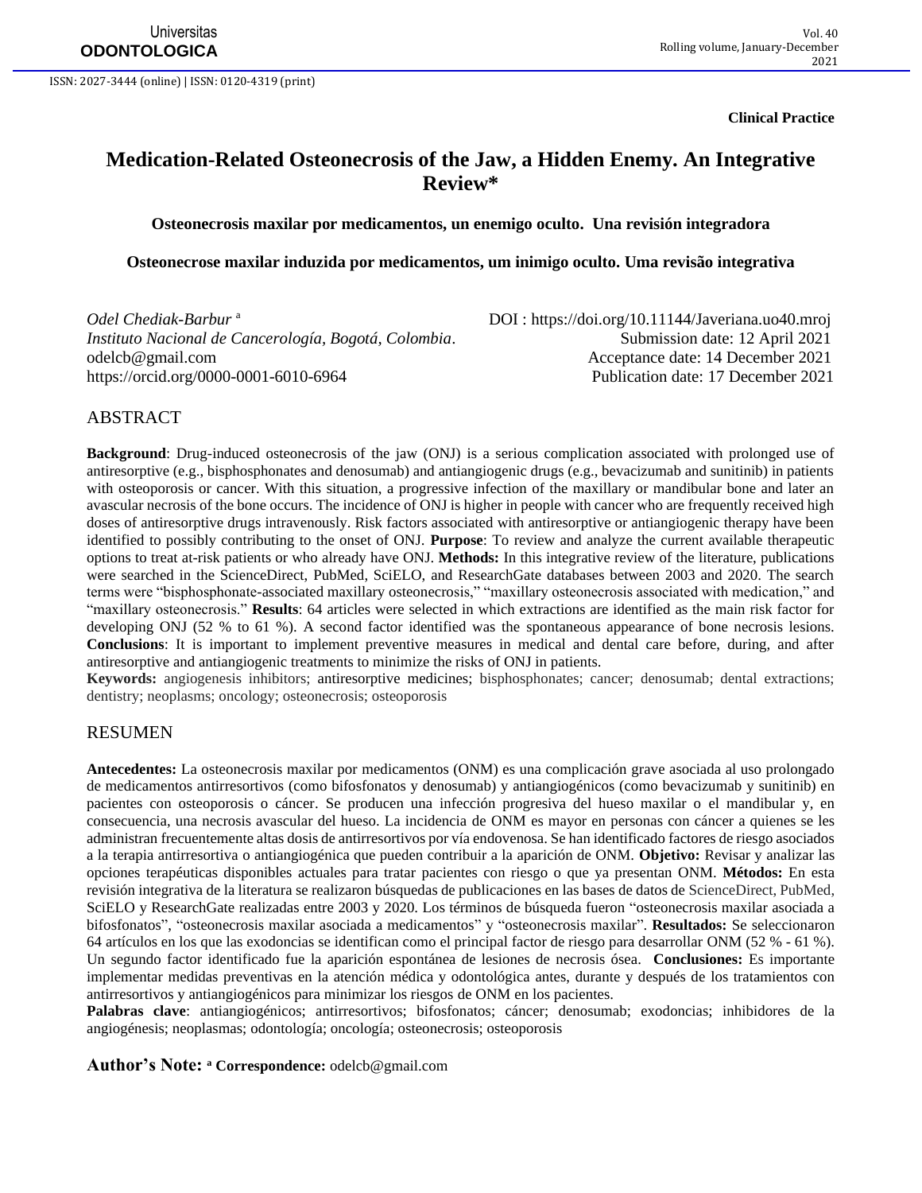**Clinical Practice**

# Medication-Related Osteonecrosis of the Jaw, a Hidden Enemy. An Integrative Review*

### Osteonecrosis maxilar por medicamentos, un enemigo oculto. Una revisión integradora

### Osteonecrose maxilar induzida por medicamentos, um inimigo oculto. Uma revisão integrativa

*Odel Chediak-Barbur* [a]
*Instituto Nacional de Cancerología, Bogotá, Colombia*.
odelcb@gmail.com
https://orcid.org/0000-0001-6010-6964

DOI : https://doi.org/10.11144/Javeriana.uo40.mroj
Submission date: 12 April 2021
Acceptance date: 14 December 2021
Publication date: 17 December 2021

## ABSTRACT

**Background**: Drug-induced osteonecrosis of the jaw (ONJ) is a serious complication associated with prolonged use of antiresorptive (e.g., bisphosphonates and denosumab) and antiangiogenic drugs (e.g., bevacizumab and sunitinib) in patients with osteoporosis or cancer. With this situation, a progressive infection of the maxillary or mandibular bone and later an avascular necrosis of the bone occurs. The incidence of ONJ is higher in people with cancer who are frequently received high doses of antiresorptive drugs intravenously. Risk factors associated with antiresorptive or antiangiogenic therapy have been identified to possibly contributing to the onset of ONJ. **Purpose**: To review and analyze the current available therapeutic options to treat at-risk patients or who already have ONJ. **Methods:** In this integrative review of the literature, publications were searched in the ScienceDirect, PubMed, SciELO, and ResearchGate databases between 2003 and 2020. The search terms were "bisphosphonate-associated maxillary osteonecrosis," "maxillary osteonecrosis associated with medication," and "maxillary osteonecrosis." **Results**: 64 articles were selected in which extractions are identified as the main risk factor for developing ONJ (52 % to 61 %). A second factor identified was the spontaneous appearance of bone necrosis lesions. **Conclusions**: It is important to implement preventive measures in medical and dental care before, during, and after antiresorptive and antiangiogenic treatments to minimize the risks of ONJ in patients.

**Keywords:** angiogenesis inhibitors; antiresorptive medicines; bisphosphonates; cancer; denosumab; dental extractions; dentistry; neoplasms; oncology; osteonecrosis; osteoporosis

## RESUMEN

**Antecedentes:** La osteonecrosis maxilar por medicamentos (ONM) es una complicación grave asociada al uso prolongado de medicamentos antirresortivos (como bifosfonatos y denosumab) y antiangiogénicos (como bevacizumab y sunitinib) en pacientes con osteoporosis o cáncer. Se producen una infección progresiva del hueso maxilar o el mandibular y, en consecuencia, una necrosis avascular del hueso. La incidencia de ONM es mayor en personas con cáncer a quienes se les administran frecuentemente altas dosis de antirresortivos por vía endovenosa. Se han identificado factores de riesgo asociados a la terapia antirresortiva o antiangiogénica que pueden contribuir a la aparición de ONM. **Objetivo:** Revisar y analizar las opciones terapéuticas disponibles actuales para tratar pacientes con riesgo o que ya presentan ONM. **Métodos:** En esta revisión integrativa de la literatura se realizaron búsquedas de publicaciones en las bases de datos de ScienceDirect, PubMed, SciELO y ResearchGate realizadas entre 2003 y 2020. Los términos de búsqueda fueron "osteonecrosis maxilar asociada a bifosfonatos", "osteonecrosis maxilar asociada a medicamentos" y "osteonecrosis maxilar". **Resultados:** Se seleccionaron 64 artículos en los que las exodoncias se identifican como el principal factor de riesgo para desarrollar ONM (52 % - 61 %). Un segundo factor identificado fue la aparición espontánea de lesiones de necrosis ósea. **Conclusiones:** Es importante implementar medidas preventivas en la atención médica y odontológica antes, durante y después de los tratamientos con antirresortivos y antiangiogénicos para minimizar los riesgos de ONM en los pacientes.

**Palabras clave**: antiangiogénicos; antirresortivos; bifosfonatos; cáncer; denosumab; exodoncias; inhibidores de la angiogénesis; neoplasmas; odontología; oncología; osteonecrosis; osteoporosis

**Author's Note:** [a] **Correspondence:** odelcb@gmail.com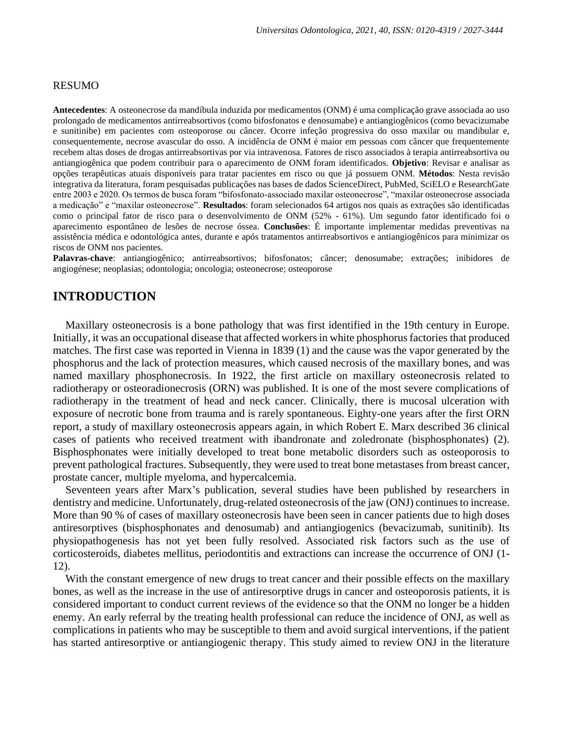RESUMO

**Antecedentes**: A osteonecrose da mandíbula induzida por medicamentos (ONM) é uma complicação grave associada ao uso prolongado de medicamentos antirreabsortivos (como bifosfonatos e denosumabe) e antiangiogênicos (como bevacizumabe e sunitinibe) em pacientes com osteoporose ou câncer. Ocorre infeção progressiva do osso maxilar ou mandibular e, consequentemente, necrose avascular do osso. A incidência de ONM é maior em pessoas com câncer que frequentemente recebem altas doses de drogas antirreabsortivas por via intravenosa. Fatores de risco associados à terapia antirreabsortiva ou antiangiogênica que podem contribuir para o aparecimento de ONM foram identificados. **Objetivo**: Revisar e analisar as opções terapêuticas atuais disponíveis para tratar pacientes em risco ou que já possuem ONM. **Métodos**: Nesta revisão integrativa da literatura, foram pesquisadas publicações nas bases de dados ScienceDirect, PubMed, SciELO e ResearchGate entre 2003 e 2020. Os termos de busca foram "bifosfonato-associado maxilar osteonecrose", "maxilar osteonecrose associada a medicação" e "maxilar osteonecrose". **Resultados**: foram selecionados 64 artigos nos quais as extrações são identificadas como o principal fator de risco para o desenvolvimento de ONM (52% - 61%). Um segundo fator identificado foi o aparecimento espontâneo de lesões de necrose óssea. **Conclusões**: É importante implementar medidas preventivas na assistência médica e odontológica antes, durante e após tratamentos antirreabsortivos e antiangiogênicos para minimizar os riscos de ONM nos pacientes.

**Palavras-chave**: antiangiogênico; antirreabsortivos; bifosfonatos; câncer; denosumabe; extrações; inibidores de angiogénese; neoplasias; odontologia; oncologia; osteonecrose; osteoporose

## INTRODUCTION

Maxillary osteonecrosis is a bone pathology that was first identified in the 19th century in Europe. Initially, it was an occupational disease that affected workers in white phosphorus factories that produced matches. The first case was reported in Vienna in 1839 (1) and the cause was the vapor generated by the phosphorus and the lack of protection measures, which caused necrosis of the maxillary bones, and was named maxillary phosphonecrosis. In 1922, the first article on maxillary osteonecrosis related to radiotherapy or osteoradionecrosis (ORN) was published. It is one of the most severe complications of radiotherapy in the treatment of head and neck cancer. Clinically, there is mucosal ulceration with exposure of necrotic bone from trauma and is rarely spontaneous. Eighty-one years after the first ORN report, a study of maxillary osteonecrosis appears again, in which Robert E. Marx described 36 clinical cases of patients who received treatment with ibandronate and zoledronate (bisphosphonates) (2). Bisphosphonates were initially developed to treat bone metabolic disorders such as osteoporosis to prevent pathological fractures. Subsequently, they were used to treat bone metastases from breast cancer, prostate cancer, multiple myeloma, and hypercalcemia.

Seventeen years after Marx's publication, several studies have been published by researchers in dentistry and medicine. Unfortunately, drug-related osteonecrosis of the jaw (ONJ) continues to increase. More than 90 % of cases of maxillary osteonecrosis have been seen in cancer patients due to high doses antiresorptives (bisphosphonates and denosumab) and antiangiogenics (bevacizumab, sunitinib). Its physiopathogenesis has not yet been fully resolved. Associated risk factors such as the use of corticosteroids, diabetes mellitus, periodontitis and extractions can increase the occurrence of ONJ (1-12).

With the constant emergence of new drugs to treat cancer and their possible effects on the maxillary bones, as well as the increase in the use of antiresorptive drugs in cancer and osteoporosis patients, it is considered important to conduct current reviews of the evidence so that the ONM no longer be a hidden enemy. An early referral by the treating health professional can reduce the incidence of ONJ, as well as complications in patients who may be susceptible to them and avoid surgical interventions, if the patient has started antiresorptive or antiangiogenic therapy. This study aimed to review ONJ in the literature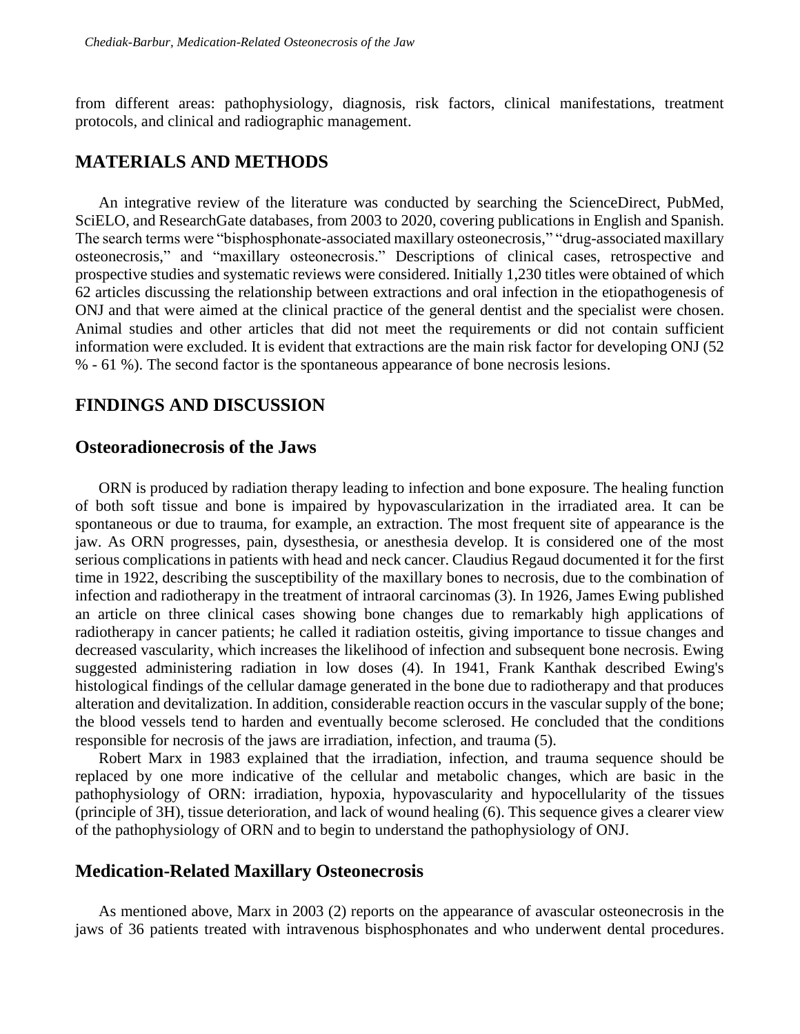from different areas: pathophysiology, diagnosis, risk factors, clinical manifestations, treatment protocols, and clinical and radiographic management.

## MATERIALS AND METHODS

An integrative review of the literature was conducted by searching the ScienceDirect, PubMed, SciELO, and ResearchGate databases, from 2003 to 2020, covering publications in English and Spanish. The search terms were "bisphosphonate-associated maxillary osteonecrosis," "drug-associated maxillary osteonecrosis," and "maxillary osteonecrosis." Descriptions of clinical cases, retrospective and prospective studies and systematic reviews were considered. Initially 1,230 titles were obtained of which 62 articles discussing the relationship between extractions and oral infection in the etiopathogenesis of ONJ and that were aimed at the clinical practice of the general dentist and the specialist were chosen. Animal studies and other articles that did not meet the requirements or did not contain sufficient information were excluded. It is evident that extractions are the main risk factor for developing ONJ (52 % - 61 %). The second factor is the spontaneous appearance of bone necrosis lesions.

## FINDINGS AND DISCUSSION

### Osteoradionecrosis of the Jaws

ORN is produced by radiation therapy leading to infection and bone exposure. The healing function of both soft tissue and bone is impaired by hypovascularization in the irradiated area. It can be spontaneous or due to trauma, for example, an extraction. The most frequent site of appearance is the jaw. As ORN progresses, pain, dysesthesia, or anesthesia develop. It is considered one of the most serious complications in patients with head and neck cancer. Claudius Regaud documented it for the first time in 1922, describing the susceptibility of the maxillary bones to necrosis, due to the combination of infection and radiotherapy in the treatment of intraoral carcinomas (3). In 1926, James Ewing published an article on three clinical cases showing bone changes due to remarkably high applications of radiotherapy in cancer patients; he called it radiation osteitis, giving importance to tissue changes and decreased vascularity, which increases the likelihood of infection and subsequent bone necrosis. Ewing suggested administering radiation in low doses (4). In 1941, Frank Kanthak described Ewing's histological findings of the cellular damage generated in the bone due to radiotherapy and that produces alteration and devitalization. In addition, considerable reaction occurs in the vascular supply of the bone; the blood vessels tend to harden and eventually become sclerosed. He concluded that the conditions responsible for necrosis of the jaws are irradiation, infection, and trauma (5).

Robert Marx in 1983 explained that the irradiation, infection, and trauma sequence should be replaced by one more indicative of the cellular and metabolic changes, which are basic in the pathophysiology of ORN: irradiation, hypoxia, hypovascularity and hypocellularity of the tissues (principle of 3H), tissue deterioration, and lack of wound healing (6). This sequence gives a clearer view of the pathophysiology of ORN and to begin to understand the pathophysiology of ONJ.

### Medication-Related Maxillary Osteonecrosis

As mentioned above, Marx in 2003 (2) reports on the appearance of avascular osteonecrosis in the jaws of 36 patients treated with intravenous bisphosphonates and who underwent dental procedures.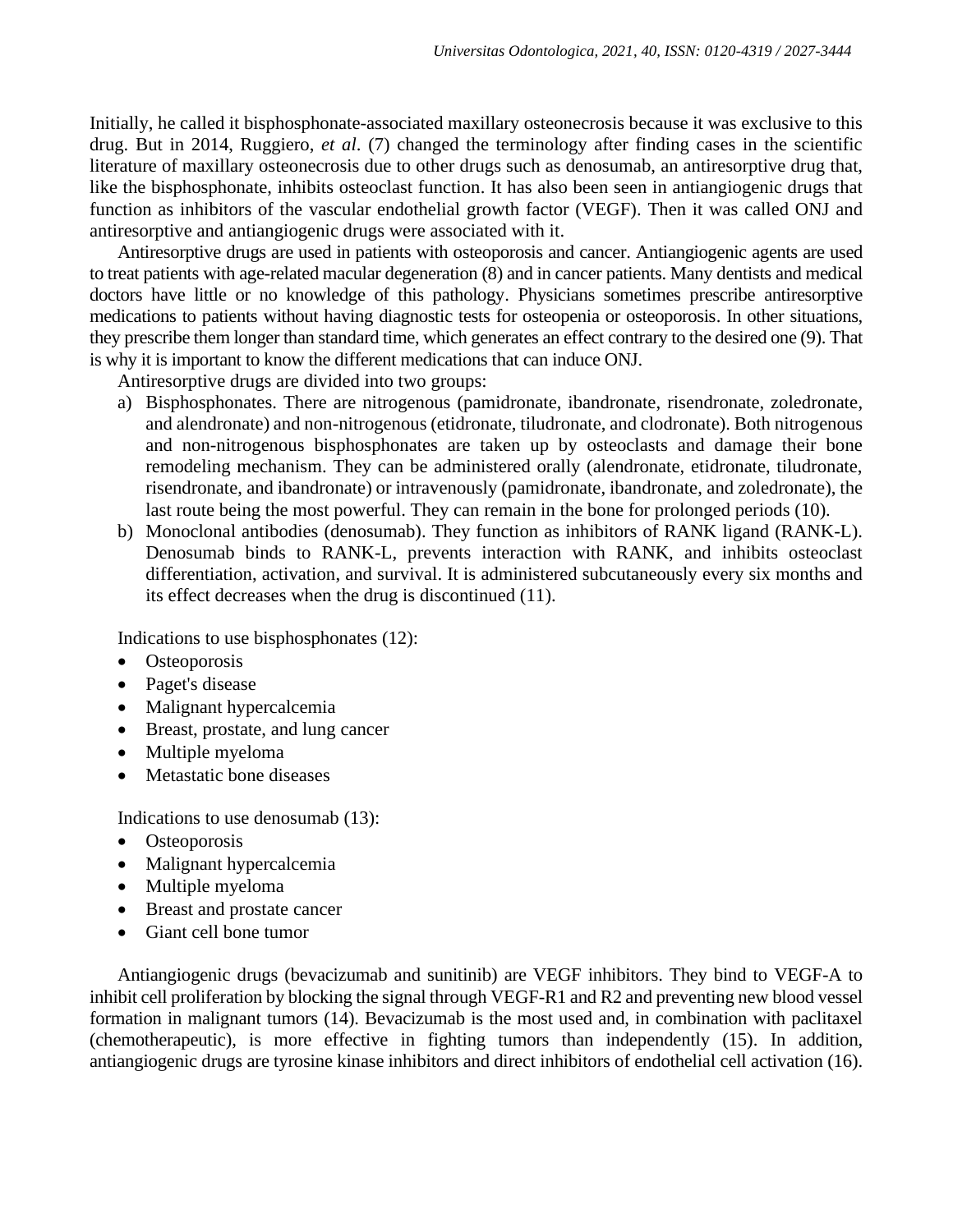Initially, he called it bisphosphonate-associated maxillary osteonecrosis because it was exclusive to this drug. But in 2014, Ruggiero, *et al*. (7) changed the terminology after finding cases in the scientific literature of maxillary osteonecrosis due to other drugs such as denosumab, an antiresorptive drug that, like the bisphosphonate, inhibits osteoclast function. It has also been seen in antiangiogenic drugs that function as inhibitors of the vascular endothelial growth factor (VEGF). Then it was called ONJ and antiresorptive and antiangiogenic drugs were associated with it.

Antiresorptive drugs are used in patients with osteoporosis and cancer. Antiangiogenic agents are used to treat patients with age-related macular degeneration (8) and in cancer patients. Many dentists and medical doctors have little or no knowledge of this pathology. Physicians sometimes prescribe antiresorptive medications to patients without having diagnostic tests for osteopenia or osteoporosis. In other situations, they prescribe them longer than standard time, which generates an effect contrary to the desired one (9). That is why it is important to know the different medications that can induce ONJ.

Antiresorptive drugs are divided into two groups:

a) Bisphosphonates. There are nitrogenous (pamidronate, ibandronate, risendronate, zoledronate, and alendronate) and non-nitrogenous (etidronate, tiludronate, and clodronate). Both nitrogenous and non-nitrogenous bisphosphonates are taken up by osteoclasts and damage their bone remodeling mechanism. They can be administered orally (alendronate, etidronate, tiludronate, risendronate, and ibandronate) or intravenously (pamidronate, ibandronate, and zoledronate), the last route being the most powerful. They can remain in the bone for prolonged periods (10).
b) Monoclonal antibodies (denosumab). They function as inhibitors of RANK ligand (RANK-L). Denosumab binds to RANK-L, prevents interaction with RANK, and inhibits osteoclast differentiation, activation, and survival. It is administered subcutaneously every six months and its effect decreases when the drug is discontinued (11).

Indications to use bisphosphonates (12):

- Osteoporosis
- Paget's disease
- Malignant hypercalcemia
- Breast, prostate, and lung cancer
- Multiple myeloma
- Metastatic bone diseases

Indications to use denosumab (13):

- Osteoporosis
- Malignant hypercalcemia
- Multiple myeloma
- Breast and prostate cancer
- Giant cell bone tumor

Antiangiogenic drugs (bevacizumab and sunitinib) are VEGF inhibitors. They bind to VEGF-A to inhibit cell proliferation by blocking the signal through VEGF-R1 and R2 and preventing new blood vessel formation in malignant tumors (14). Bevacizumab is the most used and, in combination with paclitaxel (chemotherapeutic), is more effective in fighting tumors than independently (15). In addition, antiangiogenic drugs are tyrosine kinase inhibitors and direct inhibitors of endothelial cell activation (16).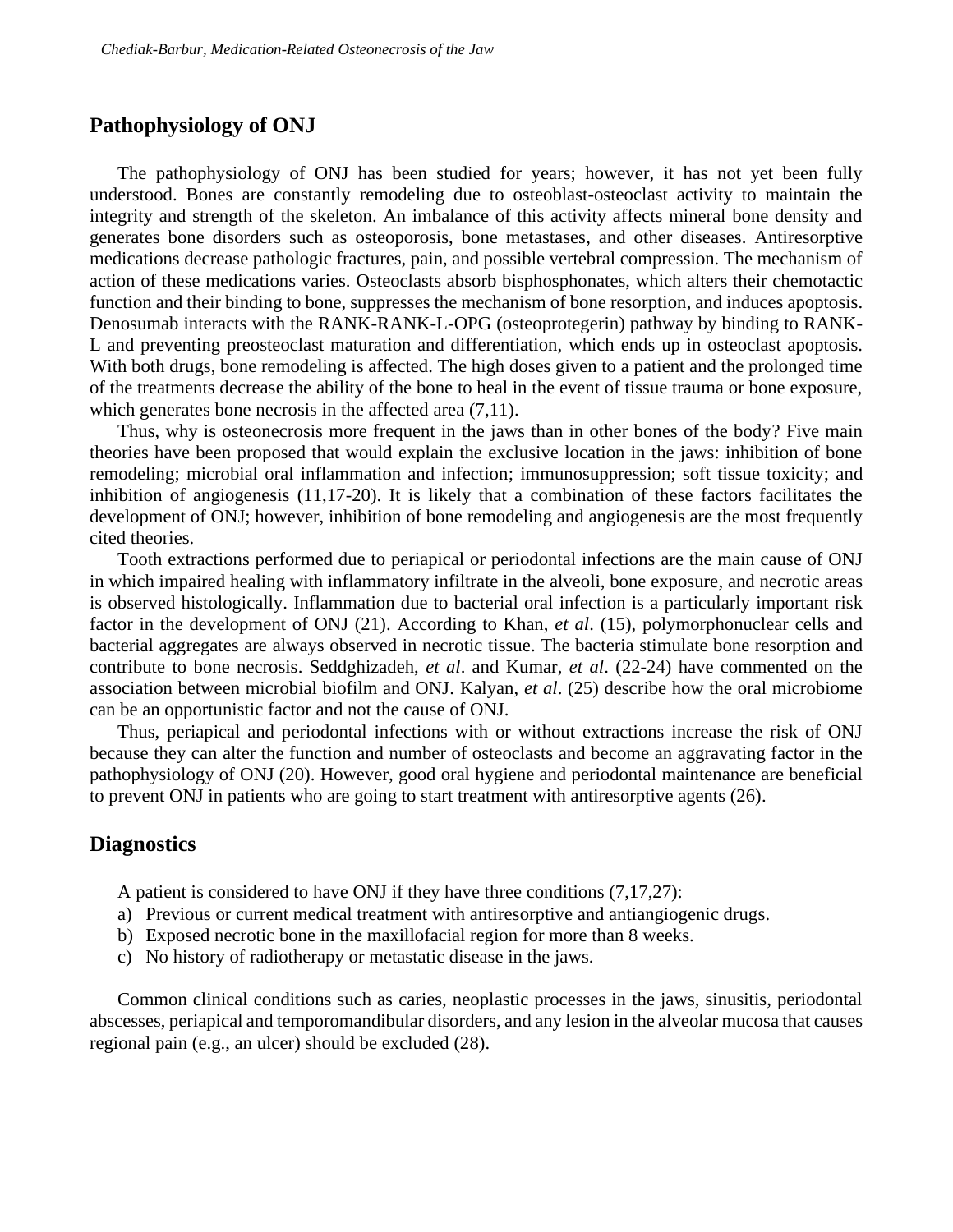## Pathophysiology of ONJ

The pathophysiology of ONJ has been studied for years; however, it has not yet been fully understood. Bones are constantly remodeling due to osteoblast-osteoclast activity to maintain the integrity and strength of the skeleton. An imbalance of this activity affects mineral bone density and generates bone disorders such as osteoporosis, bone metastases, and other diseases. Antiresorptive medications decrease pathologic fractures, pain, and possible vertebral compression. The mechanism of action of these medications varies. Osteoclasts absorb bisphosphonates, which alters their chemotactic function and their binding to bone, suppresses the mechanism of bone resorption, and induces apoptosis. Denosumab interacts with the RANK-RANK-L-OPG (osteoprotegerin) pathway by binding to RANK-L and preventing preosteoclast maturation and differentiation, which ends up in osteoclast apoptosis. With both drugs, bone remodeling is affected. The high doses given to a patient and the prolonged time of the treatments decrease the ability of the bone to heal in the event of tissue trauma or bone exposure, which generates bone necrosis in the affected area (7,11).

Thus, why is osteonecrosis more frequent in the jaws than in other bones of the body? Five main theories have been proposed that would explain the exclusive location in the jaws: inhibition of bone remodeling; microbial oral inflammation and infection; immunosuppression; soft tissue toxicity; and inhibition of angiogenesis (11,17-20). It is likely that a combination of these factors facilitates the development of ONJ; however, inhibition of bone remodeling and angiogenesis are the most frequently cited theories.

Tooth extractions performed due to periapical or periodontal infections are the main cause of ONJ in which impaired healing with inflammatory infiltrate in the alveoli, bone exposure, and necrotic areas is observed histologically. Inflammation due to bacterial oral infection is a particularly important risk factor in the development of ONJ (21). According to Khan, *et al*. (15), polymorphonuclear cells and bacterial aggregates are always observed in necrotic tissue. The bacteria stimulate bone resorption and contribute to bone necrosis. Seddghizadeh, *et al*. and Kumar, *et al*. (22-24) have commented on the association between microbial biofilm and ONJ. Kalyan, *et al*. (25) describe how the oral microbiome can be an opportunistic factor and not the cause of ONJ.

Thus, periapical and periodontal infections with or without extractions increase the risk of ONJ because they can alter the function and number of osteoclasts and become an aggravating factor in the pathophysiology of ONJ (20). However, good oral hygiene and periodontal maintenance are beneficial to prevent ONJ in patients who are going to start treatment with antiresorptive agents (26).

## Diagnostics

A patient is considered to have ONJ if they have three conditions (7,17,27):

a) Previous or current medical treatment with antiresorptive and antiangiogenic drugs.
b) Exposed necrotic bone in the maxillofacial region for more than 8 weeks.
c) No history of radiotherapy or metastatic disease in the jaws.

Common clinical conditions such as caries, neoplastic processes in the jaws, sinusitis, periodontal abscesses, periapical and temporomandibular disorders, and any lesion in the alveolar mucosa that causes regional pain (e.g., an ulcer) should be excluded (28).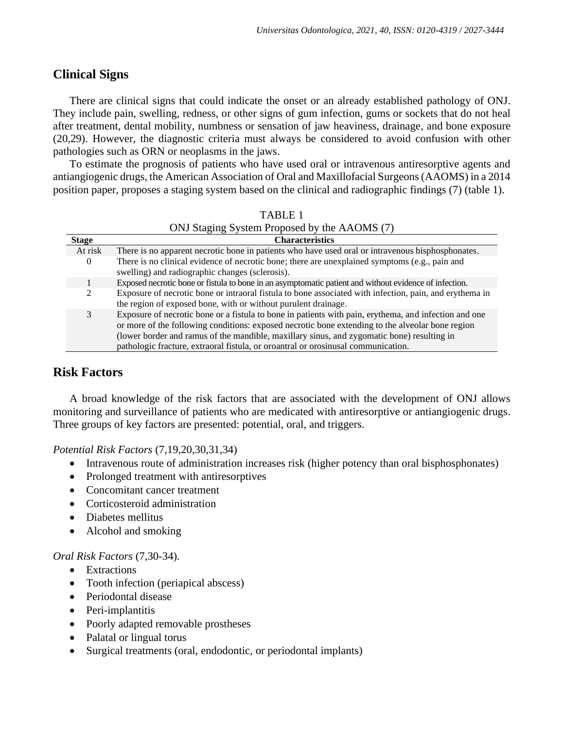## Clinical Signs

There are clinical signs that could indicate the onset or an already established pathology of ONJ. They include pain, swelling, redness, or other signs of gum infection, gums or sockets that do not heal after treatment, dental mobility, numbness or sensation of jaw heaviness, drainage, and bone exposure (20,29). However, the diagnostic criteria must always be considered to avoid confusion with other pathologies such as ORN or neoplasms in the jaws.

To estimate the prognosis of patients who have used oral or intravenous antiresorptive agents and antiangiogenic drugs, the American Association of Oral and Maxillofacial Surgeons (AAOMS) in a 2014 position paper, proposes a staging system based on the clinical and radiographic findings (7) (table 1).

TABLE 1
ONJ Staging System Proposed by the AAOMS (7)

| Stage | Characteristics |
|---|---|
| At risk | There is no apparent necrotic bone in patients who have used oral or intravenous bisphosphonates. |
| 0 | There is no clinical evidence of necrotic bone; there are unexplained symptoms (e.g., pain and swelling) and radiographic changes (sclerosis). |
| 1 | Exposed necrotic bone or fistula to bone in an asymptomatic patient and without evidence of infection. |
| 2 | Exposure of necrotic bone or intraoral fistula to bone associated with infection, pain, and erythema in the region of exposed bone, with or without purulent drainage. |
| 3 | Exposure of necrotic bone or a fistula to bone in patients with pain, erythema, and infection and one or more of the following conditions: exposed necrotic bone extending to the alveolar bone region (lower border and ramus of the mandible, maxillary sinus, and zygomatic bone) resulting in pathologic fracture, extraoral fistula, or oroantral or orosinusal communication. |

## Risk Factors

A broad knowledge of the risk factors that are associated with the development of ONJ allows monitoring and surveillance of patients who are medicated with antiresorptive or antiangiogenic drugs. Three groups of key factors are presented: potential, oral, and triggers.

*Potential Risk Factors* (7,19,20,30,31,34)

- Intravenous route of administration increases risk (higher potency than oral bisphosphonates)
- Prolonged treatment with antiresorptives
- Concomitant cancer treatment
- Corticosteroid administration
- Diabetes mellitus
- Alcohol and smoking

*Oral Risk Factors* (7,30-34).

- Extractions
- Tooth infection (periapical abscess)
- Periodontal disease
- Peri-implantitis
- Poorly adapted removable prostheses
- Palatal or lingual torus
- Surgical treatments (oral, endodontic, or periodontal implants)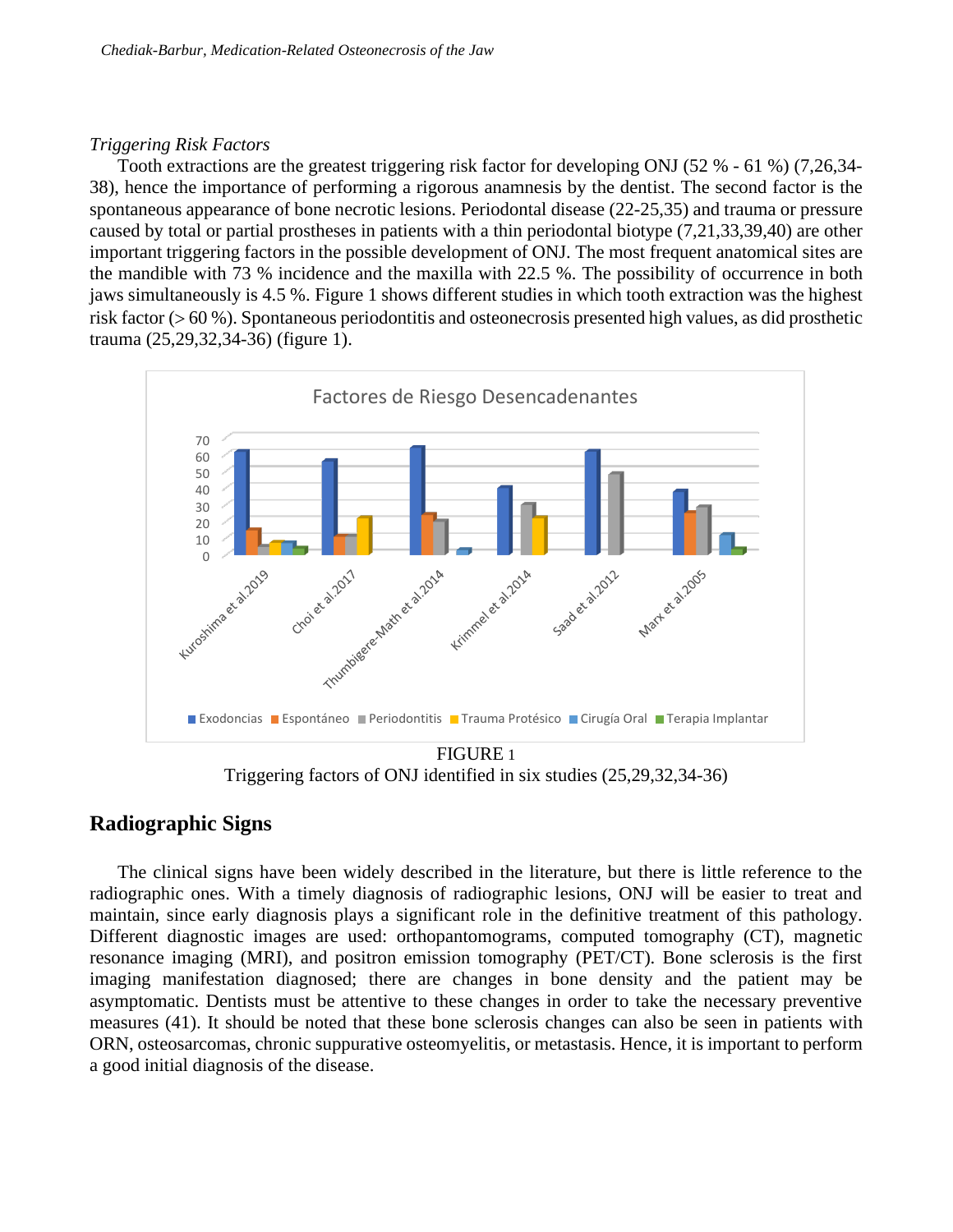*Triggering Risk Factors*

Tooth extractions are the greatest triggering risk factor for developing ONJ (52 % - 61 %) (7,26,34-38), hence the importance of performing a rigorous anamnesis by the dentist. The second factor is the spontaneous appearance of bone necrotic lesions. Periodontal disease (22-25,35) and trauma or pressure caused by total or partial prostheses in patients with a thin periodontal biotype (7,21,33,39,40) are other important triggering factors in the possible development of ONJ. The most frequent anatomical sites are the mandible with 73 % incidence and the maxilla with 22.5 %. The possibility of occurrence in both jaws simultaneously is 4.5 %. Figure 1 shows different studies in which tooth extraction was the highest risk factor (> 60 %). Spontaneous periodontitis and osteonecrosis presented high values, as did prosthetic trauma (25,29,32,34-36) (figure 1).

FIGURE 1
Triggering factors of ONJ identified in six studies (25,29,32,34-36)

## Radiographic Signs

The clinical signs have been widely described in the literature, but there is little reference to the radiographic ones. With a timely diagnosis of radiographic lesions, ONJ will be easier to treat and maintain, since early diagnosis plays a significant role in the definitive treatment of this pathology. Different diagnostic images are used: orthopantomograms, computed tomography (CT), magnetic resonance imaging (MRI), and positron emission tomography (PET/CT). Bone sclerosis is the first imaging manifestation diagnosed; there are changes in bone density and the patient may be asymptomatic. Dentists must be attentive to these changes in order to take the necessary preventive measures (41). It should be noted that these bone sclerosis changes can also be seen in patients with ORN, osteosarcomas, chronic suppurative osteomyelitis, or metastasis. Hence, it is important to perform a good initial diagnosis of the disease.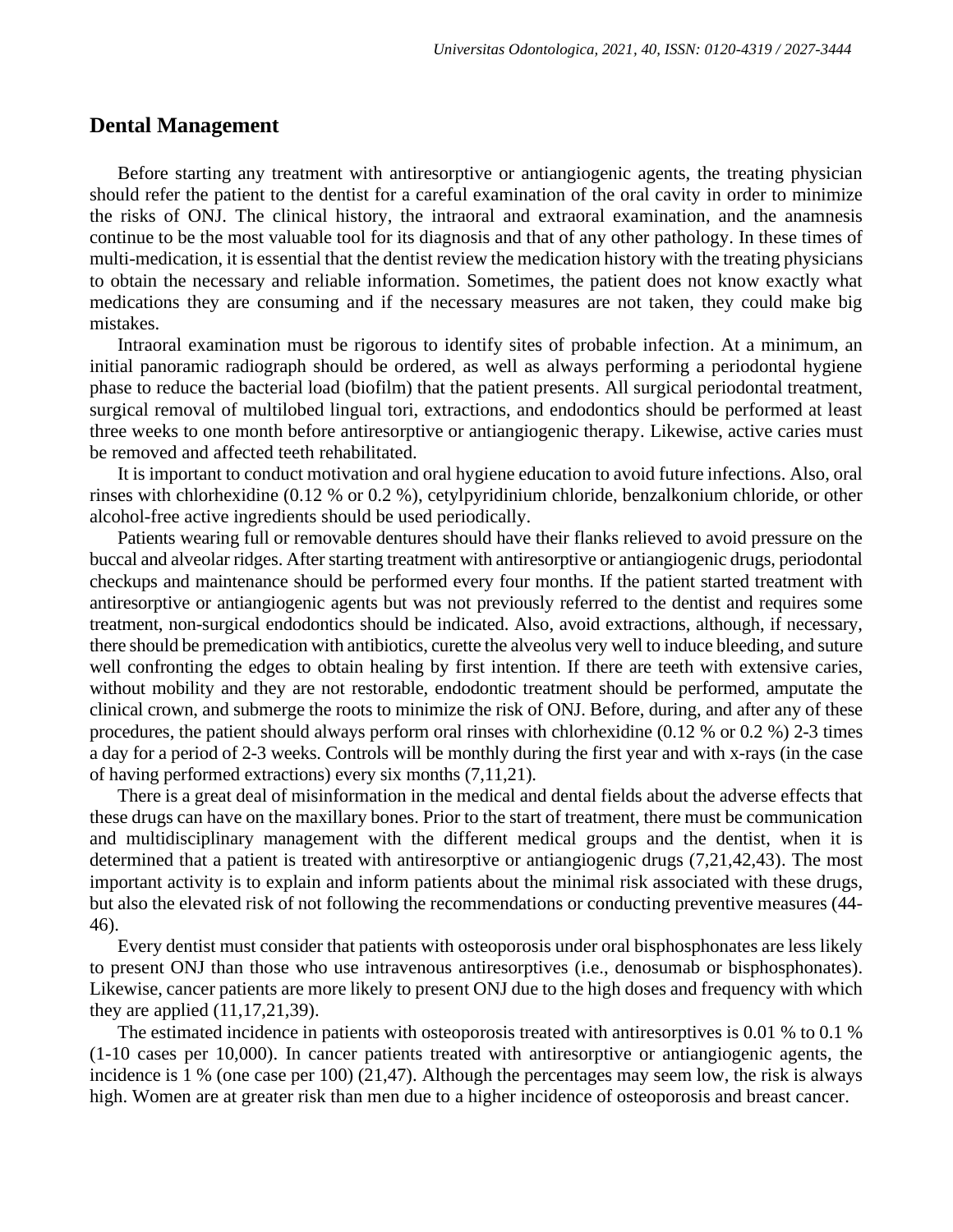## Dental Management

Before starting any treatment with antiresorptive or antiangiogenic agents, the treating physician should refer the patient to the dentist for a careful examination of the oral cavity in order to minimize the risks of ONJ. The clinical history, the intraoral and extraoral examination, and the anamnesis continue to be the most valuable tool for its diagnosis and that of any other pathology. In these times of multi-medication, it is essential that the dentist review the medication history with the treating physicians to obtain the necessary and reliable information. Sometimes, the patient does not know exactly what medications they are consuming and if the necessary measures are not taken, they could make big mistakes.

Intraoral examination must be rigorous to identify sites of probable infection. At a minimum, an initial panoramic radiograph should be ordered, as well as always performing a periodontal hygiene phase to reduce the bacterial load (biofilm) that the patient presents. All surgical periodontal treatment, surgical removal of multilobed lingual tori, extractions, and endodontics should be performed at least three weeks to one month before antiresorptive or antiangiogenic therapy. Likewise, active caries must be removed and affected teeth rehabilitated.

It is important to conduct motivation and oral hygiene education to avoid future infections. Also, oral rinses with chlorhexidine (0.12 % or 0.2 %), cetylpyridinium chloride, benzalkonium chloride, or other alcohol-free active ingredients should be used periodically.

Patients wearing full or removable dentures should have their flanks relieved to avoid pressure on the buccal and alveolar ridges. After starting treatment with antiresorptive or antiangiogenic drugs, periodontal checkups and maintenance should be performed every four months. If the patient started treatment with antiresorptive or antiangiogenic agents but was not previously referred to the dentist and requires some treatment, non-surgical endodontics should be indicated. Also, avoid extractions, although, if necessary, there should be premedication with antibiotics, curette the alveolus very well to induce bleeding, and suture well confronting the edges to obtain healing by first intention. If there are teeth with extensive caries, without mobility and they are not restorable, endodontic treatment should be performed, amputate the clinical crown, and submerge the roots to minimize the risk of ONJ. Before, during, and after any of these procedures, the patient should always perform oral rinses with chlorhexidine (0.12 % or 0.2 %) 2-3 times a day for a period of 2-3 weeks. Controls will be monthly during the first year and with x-rays (in the case of having performed extractions) every six months (7,11,21).

There is a great deal of misinformation in the medical and dental fields about the adverse effects that these drugs can have on the maxillary bones. Prior to the start of treatment, there must be communication and multidisciplinary management with the different medical groups and the dentist, when it is determined that a patient is treated with antiresorptive or antiangiogenic drugs (7,21,42,43). The most important activity is to explain and inform patients about the minimal risk associated with these drugs, but also the elevated risk of not following the recommendations or conducting preventive measures (44-46).

Every dentist must consider that patients with osteoporosis under oral bisphosphonates are less likely to present ONJ than those who use intravenous antiresorptives (i.e., denosumab or bisphosphonates). Likewise, cancer patients are more likely to present ONJ due to the high doses and frequency with which they are applied (11,17,21,39).

The estimated incidence in patients with osteoporosis treated with antiresorptives is 0.01 % to 0.1 % (1-10 cases per 10,000). In cancer patients treated with antiresorptive or antiangiogenic agents, the incidence is 1 % (one case per 100) (21,47). Although the percentages may seem low, the risk is always high. Women are at greater risk than men due to a higher incidence of osteoporosis and breast cancer.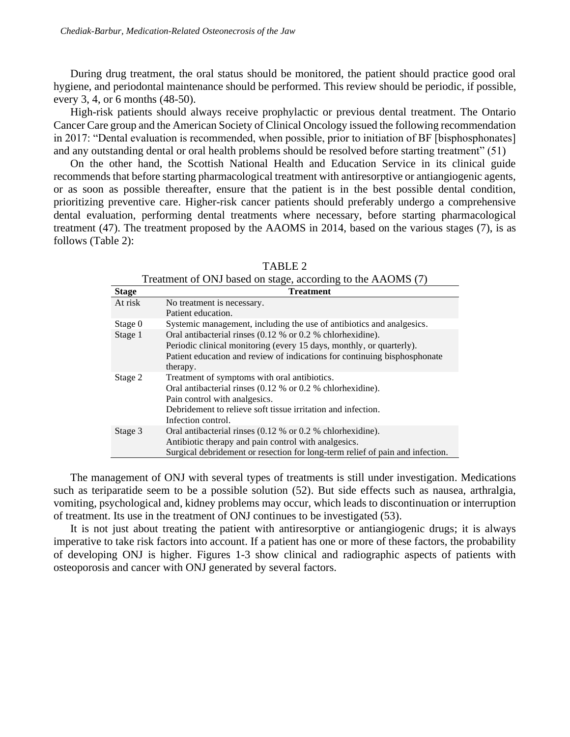During drug treatment, the oral status should be monitored, the patient should practice good oral hygiene, and periodontal maintenance should be performed. This review should be periodic, if possible, every 3, 4, or 6 months (48-50).

High-risk patients should always receive prophylactic or previous dental treatment. The Ontario Cancer Care group and the American Society of Clinical Oncology issued the following recommendation in 2017: "Dental evaluation is recommended, when possible, prior to initiation of BF [bisphosphonates] and any outstanding dental or oral health problems should be resolved before starting treatment" (51)

On the other hand, the Scottish National Health and Education Service in its clinical guide recommends that before starting pharmacological treatment with antiresorptive or antiangiogenic agents, or as soon as possible thereafter, ensure that the patient is in the best possible dental condition, prioritizing preventive care. Higher-risk cancer patients should preferably undergo a comprehensive dental evaluation, performing dental treatments where necessary, before starting pharmacological treatment (47). The treatment proposed by the AAOMS in 2014, based on the various stages (7), is as follows (Table 2):

TABLE 2

Treatment of ONJ based on stage, according to the AAOMS (7)

| Stage | Treatment |
|---|---|
| At risk | No treatment is necessary.<br>Patient education. |
| Stage 0 | Systemic management, including the use of antibiotics and analgesics. |
| Stage 1 | Oral antibacterial rinses (0.12 % or 0.2 % chlorhexidine).<br>Periodic clinical monitoring (every 15 days, monthly, or quarterly).<br>Patient education and review of indications for continuing bisphosphonate therapy. |
| Stage 2 | Treatment of symptoms with oral antibiotics.<br>Oral antibacterial rinses (0.12 % or 0.2 % chlorhexidine).<br>Pain control with analgesics.<br>Debridement to relieve soft tissue irritation and infection.<br>Infection control. |
| Stage 3 | Oral antibacterial rinses (0.12 % or 0.2 % chlorhexidine).<br>Antibiotic therapy and pain control with analgesics.<br>Surgical debridement or resection for long-term relief of pain and infection. |

The management of ONJ with several types of treatments is still under investigation. Medications such as teriparatide seem to be a possible solution (52). But side effects such as nausea, arthralgia, vomiting, psychological and, kidney problems may occur, which leads to discontinuation or interruption of treatment. Its use in the treatment of ONJ continues to be investigated (53).

It is not just about treating the patient with antiresorptive or antiangiogenic drugs; it is always imperative to take risk factors into account. If a patient has one or more of these factors, the probability of developing ONJ is higher. Figures 1-3 show clinical and radiographic aspects of patients with osteoporosis and cancer with ONJ generated by several factors.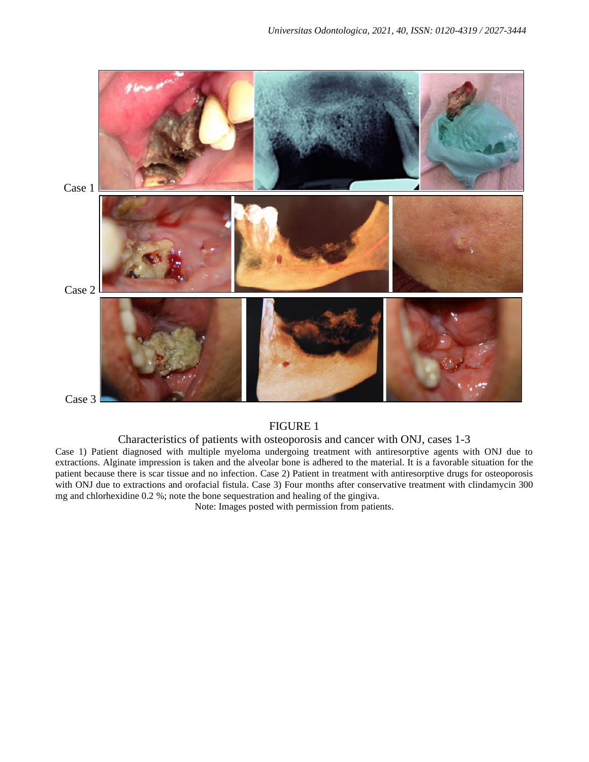Case 1

Case 2

Case 3

FIGURE 1

Characteristics of patients with osteoporosis and cancer with ONJ, cases 1-3

Case 1) Patient diagnosed with multiple myeloma undergoing treatment with antiresorptive agents with ONJ due to extractions. Alginate impression is taken and the alveolar bone is adhered to the material. It is a favorable situation for the patient because there is scar tissue and no infection. Case 2) Patient in treatment with antiresorptive drugs for osteoporosis with ONJ due to extractions and orofacial fistula. Case 3) Four months after conservative treatment with clindamycin 300 mg and chlorhexidine 0.2 %; note the bone sequestration and healing of the gingiva.

Note: Images posted with permission from patients.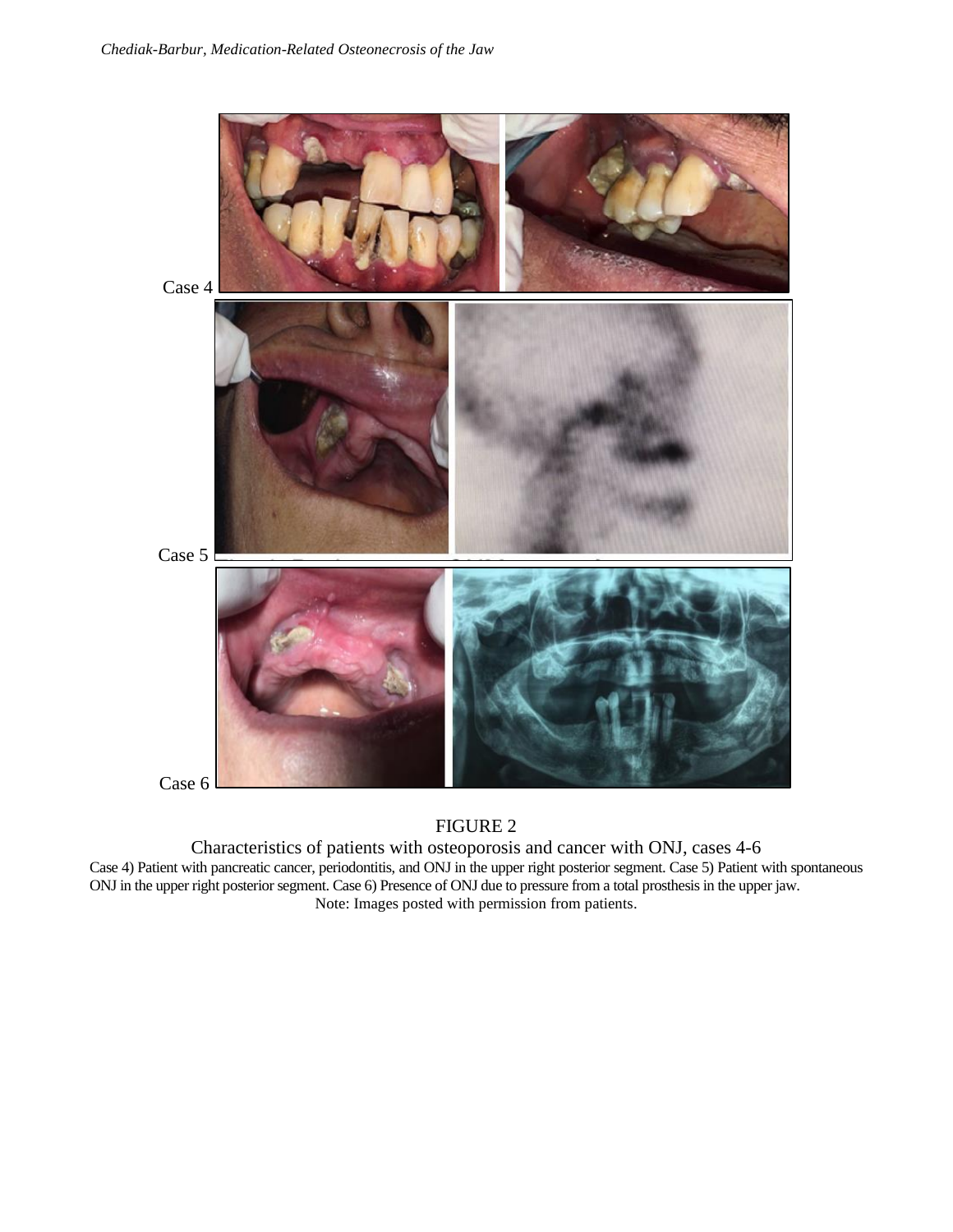Case 4

Case 5

Case 6

FIGURE 2

Characteristics of patients with osteoporosis and cancer with ONJ, cases 4-6

Case 4) Patient with pancreatic cancer, periodontitis, and ONJ in the upper right posterior segment. Case 5) Patient with spontaneous ONJ in the upper right posterior segment. Case 6) Presence of ONJ due to pressure from a total prosthesis in the upper jaw.

Note: Images posted with permission from patients.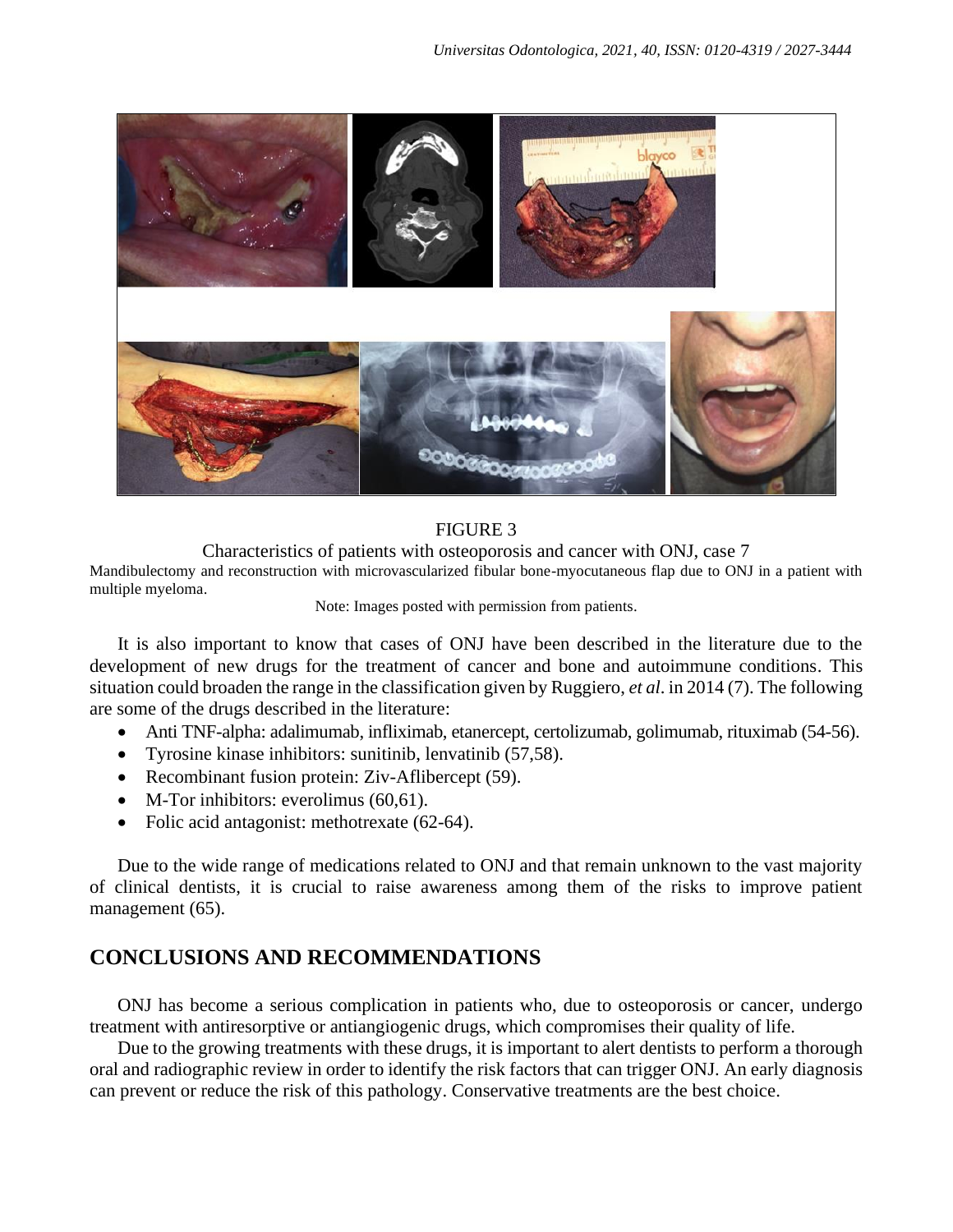FIGURE 3

Characteristics of patients with osteoporosis and cancer with ONJ, case 7

Mandibulectomy and reconstruction with microvascularized fibular bone-myocutaneous flap due to ONJ in a patient with multiple myeloma.

Note: Images posted with permission from patients.

It is also important to know that cases of ONJ have been described in the literature due to the development of new drugs for the treatment of cancer and bone and autoimmune conditions. This situation could broaden the range in the classification given by Ruggiero, *et al*. in 2014 (7). The following are some of the drugs described in the literature:

- Anti TNF-alpha: adalimumab, infliximab, etanercept, certolizumab, golimumab, rituximab (54-56).
- Tyrosine kinase inhibitors: sunitinib, lenvatinib (57,58).
- Recombinant fusion protein: Ziv-Aflibercept (59).
- M-Tor inhibitors: everolimus (60,61).
- Folic acid antagonist: methotrexate (62-64).

Due to the wide range of medications related to ONJ and that remain unknown to the vast majority of clinical dentists, it is crucial to raise awareness among them of the risks to improve patient management (65).

## CONCLUSIONS AND RECOMMENDATIONS

ONJ has become a serious complication in patients who, due to osteoporosis or cancer, undergo treatment with antiresorptive or antiangiogenic drugs, which compromises their quality of life.

Due to the growing treatments with these drugs, it is important to alert dentists to perform a thorough oral and radiographic review in order to identify the risk factors that can trigger ONJ. An early diagnosis can prevent or reduce the risk of this pathology. Conservative treatments are the best choice.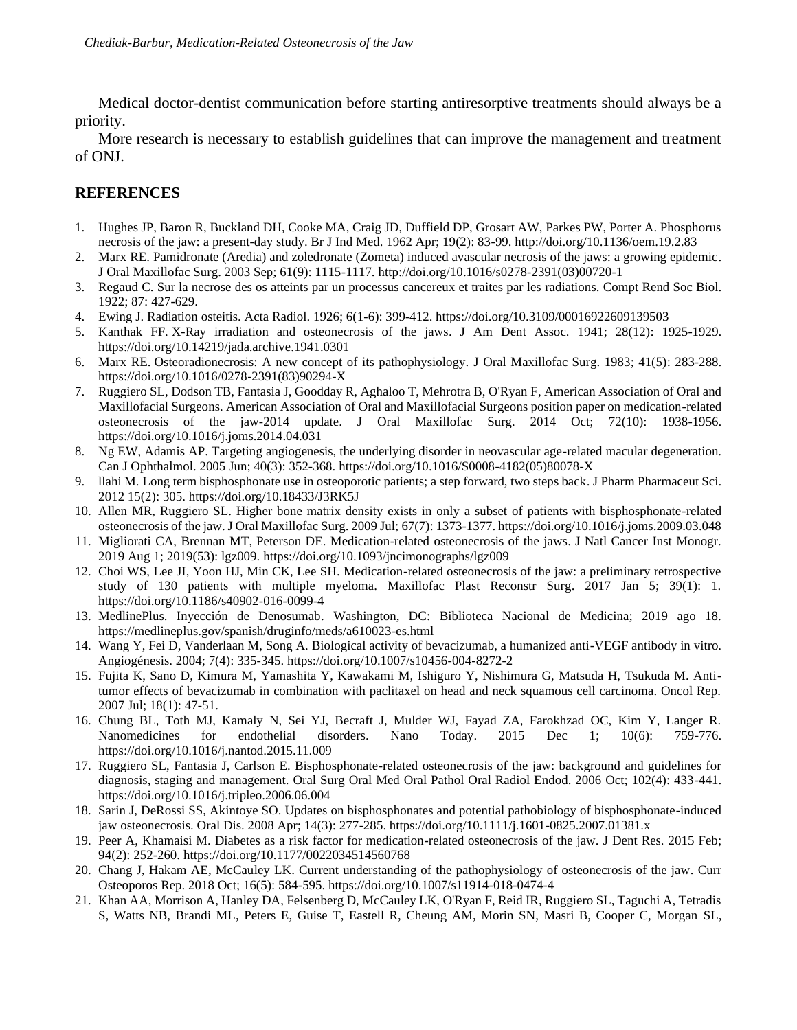Medical doctor-dentist communication before starting antiresorptive treatments should always be a priority.

More research is necessary to establish guidelines that can improve the management and treatment of ONJ.

## REFERENCES

1. Hughes JP, Baron R, Buckland DH, Cooke MA, Craig JD, Duffield DP, Grosart AW, Parkes PW, Porter A. Phosphorus necrosis of the jaw: a present-day study. Br J Ind Med. 1962 Apr; 19(2): 83-99. http://doi.org/10.1136/oem.19.2.83
2. Marx RE. Pamidronate (Aredia) and zoledronate (Zometa) induced avascular necrosis of the jaws: a growing epidemic. J Oral Maxillofac Surg. 2003 Sep; 61(9): 1115-1117. http://doi.org/10.1016/s0278-2391(03)00720-1
3. Regaud C. Sur la necrose des os atteints par un processus cancereux et traites par les radiations. Compt Rend Soc Biol. 1922; 87: 427-629.
4. Ewing J. Radiation osteitis. Acta Radiol. 1926; 6(1-6): 399-412. https://doi.org/10.3109/00016922609139503
5. Kanthak FF. X-Ray irradiation and osteonecrosis of the jaws. J Am Dent Assoc. 1941; 28(12): 1925-1929. https://doi.org/10.14219/jada.archive.1941.0301
6. Marx RE. Osteoradionecrosis: A new concept of its pathophysiology. J Oral Maxillofac Surg. 1983; 41(5): 283-288. https://doi.org/10.1016/0278-2391(83)90294-X
7. Ruggiero SL, Dodson TB, Fantasia J, Goodday R, Aghaloo T, Mehrotra B, O'Ryan F, American Association of Oral and Maxillofacial Surgeons. American Association of Oral and Maxillofacial Surgeons position paper on medication-related osteonecrosis of the jaw-2014 update. J Oral Maxillofac Surg. 2014 Oct; 72(10): 1938-1956. https://doi.org/10.1016/j.joms.2014.04.031
8. Ng EW, Adamis AP. Targeting angiogenesis, the underlying disorder in neovascular age-related macular degeneration. Can J Ophthalmol. 2005 Jun; 40(3): 352-368. https://doi.org/10.1016/S0008-4182(05)80078-X
9. llahi M. Long term bisphosphonate use in osteoporotic patients; a step forward, two steps back. J Pharm Pharmaceut Sci. 2012 15(2): 305. https://doi.org/10.18433/J3RK5J
10. Allen MR, Ruggiero SL. Higher bone matrix density exists in only a subset of patients with bisphosphonate-related osteonecrosis of the jaw. J Oral Maxillofac Surg. 2009 Jul; 67(7): 1373-1377. https://doi.org/10.1016/j.joms.2009.03.048
11. Migliorati CA, Brennan MT, Peterson DE. Medication-related osteonecrosis of the jaws. J Natl Cancer Inst Monogr. 2019 Aug 1; 2019(53): lgz009. https://doi.org/10.1093/jncimonographs/lgz009
12. Choi WS, Lee JI, Yoon HJ, Min CK, Lee SH. Medication-related osteonecrosis of the jaw: a preliminary retrospective study of 130 patients with multiple myeloma. Maxillofac Plast Reconstr Surg. 2017 Jan 5; 39(1): 1. https://doi.org/10.1186/s40902-016-0099-4
13. MedlinePlus. Inyección de Denosumab. Washington, DC: Biblioteca Nacional de Medicina; 2019 ago 18. https://medlineplus.gov/spanish/druginfo/meds/a610023-es.html
14. Wang Y, Fei D, Vanderlaan M, Song A. Biological activity of bevacizumab, a humanized anti-VEGF antibody in vitro. Angiogénesis. 2004; 7(4): 335-345. https://doi.org/10.1007/s10456-004-8272-2
15. Fujita K, Sano D, Kimura M, Yamashita Y, Kawakami M, Ishiguro Y, Nishimura G, Matsuda H, Tsukuda M. Anti-tumor effects of bevacizumab in combination with paclitaxel on head and neck squamous cell carcinoma. Oncol Rep. 2007 Jul; 18(1): 47-51.
16. Chung BL, Toth MJ, Kamaly N, Sei YJ, Becraft J, Mulder WJ, Fayad ZA, Farokhzad OC, Kim Y, Langer R. Nanomedicines for endothelial disorders. Nano Today. 2015 Dec 1; 10(6): 759-776. https://doi.org/10.1016/j.nantod.2015.11.009
17. Ruggiero SL, Fantasia J, Carlson E. Bisphosphonate-related osteonecrosis of the jaw: background and guidelines for diagnosis, staging and management. Oral Surg Oral Med Oral Pathol Oral Radiol Endod. 2006 Oct; 102(4): 433-441. https://doi.org/10.1016/j.tripleo.2006.06.004
18. Sarin J, DeRossi SS, Akintoye SO. Updates on bisphosphonates and potential pathobiology of bisphosphonate-induced jaw osteonecrosis. Oral Dis. 2008 Apr; 14(3): 277-285. https://doi.org/10.1111/j.1601-0825.2007.01381.x
19. Peer A, Khamaisi M. Diabetes as a risk factor for medication-related osteonecrosis of the jaw. J Dent Res. 2015 Feb; 94(2): 252-260. https://doi.org/10.1177/0022034514560768
20. Chang J, Hakam AE, McCauley LK. Current understanding of the pathophysiology of osteonecrosis of the jaw. Curr Osteoporos Rep. 2018 Oct; 16(5): 584-595. https://doi.org/10.1007/s11914-018-0474-4
21. Khan AA, Morrison A, Hanley DA, Felsenberg D, McCauley LK, O'Ryan F, Reid IR, Ruggiero SL, Taguchi A, Tetradis S, Watts NB, Brandi ML, Peters E, Guise T, Eastell R, Cheung AM, Morin SN, Masri B, Cooper C, Morgan SL,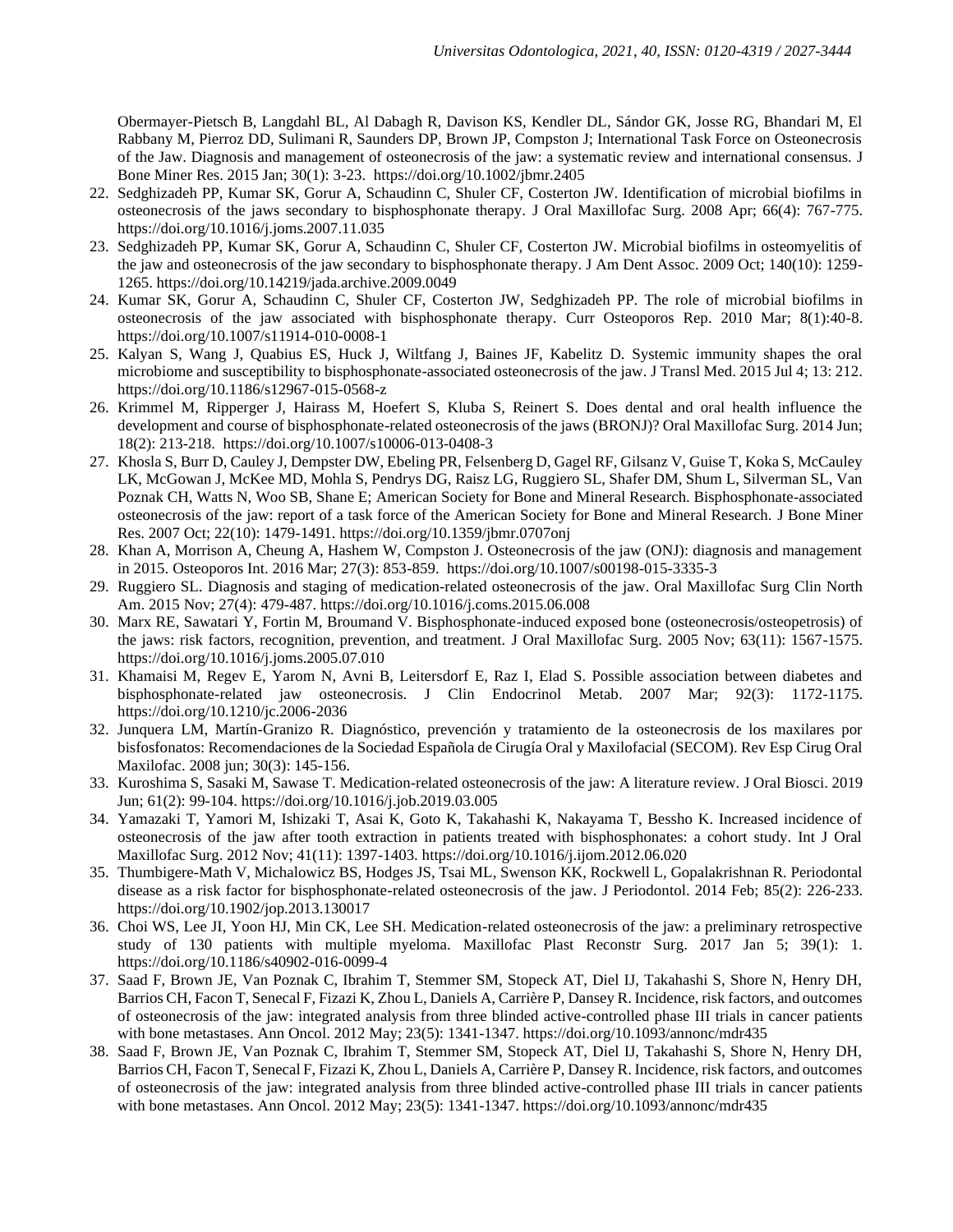Obermayer-Pietsch B, Langdahl BL, Al Dabagh R, Davison KS, Kendler DL, Sándor GK, Josse RG, Bhandari M, El Rabbany M, Pierroz DD, Sulimani R, Saunders DP, Brown JP, Compston J; International Task Force on Osteonecrosis of the Jaw. Diagnosis and management of osteonecrosis of the jaw: a systematic review and international consensus. J Bone Miner Res. 2015 Jan; 30(1): 3-23. https://doi.org/10.1002/jbmr.2405

22. Sedghizadeh PP, Kumar SK, Gorur A, Schaudinn C, Shuler CF, Costerton JW. Identification of microbial biofilms in osteonecrosis of the jaws secondary to bisphosphonate therapy. J Oral Maxillofac Surg. 2008 Apr; 66(4): 767-775. https://doi.org/10.1016/j.joms.2007.11.035
23. Sedghizadeh PP, Kumar SK, Gorur A, Schaudinn C, Shuler CF, Costerton JW. Microbial biofilms in osteomyelitis of the jaw and osteonecrosis of the jaw secondary to bisphosphonate therapy. J Am Dent Assoc. 2009 Oct; 140(10): 1259-1265. https://doi.org/10.14219/jada.archive.2009.0049
24. Kumar SK, Gorur A, Schaudinn C, Shuler CF, Costerton JW, Sedghizadeh PP. The role of microbial biofilms in osteonecrosis of the jaw associated with bisphosphonate therapy. Curr Osteoporos Rep. 2010 Mar; 8(1):40-8. https://doi.org/10.1007/s11914-010-0008-1
25. Kalyan S, Wang J, Quabius ES, Huck J, Wiltfang J, Baines JF, Kabelitz D. Systemic immunity shapes the oral microbiome and susceptibility to bisphosphonate-associated osteonecrosis of the jaw. J Transl Med. 2015 Jul 4; 13: 212. https://doi.org/10.1186/s12967-015-0568-z
26. Krimmel M, Ripperger J, Hairass M, Hoefert S, Kluba S, Reinert S. Does dental and oral health influence the development and course of bisphosphonate-related osteonecrosis of the jaws (BRONJ)? Oral Maxillofac Surg. 2014 Jun; 18(2): 213-218. https://doi.org/10.1007/s10006-013-0408-3
27. Khosla S, Burr D, Cauley J, Dempster DW, Ebeling PR, Felsenberg D, Gagel RF, Gilsanz V, Guise T, Koka S, McCauley LK, McGowan J, McKee MD, Mohla S, Pendrys DG, Raisz LG, Ruggiero SL, Shafer DM, Shum L, Silverman SL, Van Poznak CH, Watts N, Woo SB, Shane E; American Society for Bone and Mineral Research. Bisphosphonate-associated osteonecrosis of the jaw: report of a task force of the American Society for Bone and Mineral Research. J Bone Miner Res. 2007 Oct; 22(10): 1479-1491. https://doi.org/10.1359/jbmr.0707onj
28. Khan A, Morrison A, Cheung A, Hashem W, Compston J. Osteonecrosis of the jaw (ONJ): diagnosis and management in 2015. Osteoporos Int. 2016 Mar; 27(3): 853-859. https://doi.org/10.1007/s00198-015-3335-3
29. Ruggiero SL. Diagnosis and staging of medication-related osteonecrosis of the jaw. Oral Maxillofac Surg Clin North Am. 2015 Nov; 27(4): 479-487. https://doi.org/10.1016/j.coms.2015.06.008
30. Marx RE, Sawatari Y, Fortin M, Broumand V. Bisphosphonate-induced exposed bone (osteonecrosis/osteopetrosis) of the jaws: risk factors, recognition, prevention, and treatment. J Oral Maxillofac Surg. 2005 Nov; 63(11): 1567-1575. https://doi.org/10.1016/j.joms.2005.07.010
31. Khamaisi M, Regev E, Yarom N, Avni B, Leitersdorf E, Raz I, Elad S. Possible association between diabetes and bisphosphonate-related jaw osteonecrosis. J Clin Endocrinol Metab. 2007 Mar; 92(3): 1172-1175. https://doi.org/10.1210/jc.2006-2036
32. Junquera LM, Martín-Granizo R. Diagnóstico, prevención y tratamiento de la osteonecrosis de los maxilares por bisfosfonatos: Recomendaciones de la Sociedad Española de Cirugía Oral y Maxilofacial (SECOM). Rev Esp Cirug Oral Maxilofac. 2008 jun; 30(3): 145-156.
33. Kuroshima S, Sasaki M, Sawase T. Medication-related osteonecrosis of the jaw: A literature review. J Oral Biosci. 2019 Jun; 61(2): 99-104. https://doi.org/10.1016/j.job.2019.03.005
34. Yamazaki T, Yamori M, Ishizaki T, Asai K, Goto K, Takahashi K, Nakayama T, Bessho K. Increased incidence of osteonecrosis of the jaw after tooth extraction in patients treated with bisphosphonates: a cohort study. Int J Oral Maxillofac Surg. 2012 Nov; 41(11): 1397-1403. https://doi.org/10.1016/j.ijom.2012.06.020
35. Thumbigere-Math V, Michalowicz BS, Hodges JS, Tsai ML, Swenson KK, Rockwell L, Gopalakrishnan R. Periodontal disease as a risk factor for bisphosphonate-related osteonecrosis of the jaw. J Periodontol. 2014 Feb; 85(2): 226-233. https://doi.org/10.1902/jop.2013.130017
36. Choi WS, Lee JI, Yoon HJ, Min CK, Lee SH. Medication-related osteonecrosis of the jaw: a preliminary retrospective study of 130 patients with multiple myeloma. Maxillofac Plast Reconstr Surg. 2017 Jan 5; 39(1): 1. https://doi.org/10.1186/s40902-016-0099-4
37. Saad F, Brown JE, Van Poznak C, Ibrahim T, Stemmer SM, Stopeck AT, Diel IJ, Takahashi S, Shore N, Henry DH, Barrios CH, Facon T, Senecal F, Fizazi K, Zhou L, Daniels A, Carrière P, Dansey R. Incidence, risk factors, and outcomes of osteonecrosis of the jaw: integrated analysis from three blinded active-controlled phase III trials in cancer patients with bone metastases. Ann Oncol. 2012 May; 23(5): 1341-1347. https://doi.org/10.1093/annonc/mdr435
38. Saad F, Brown JE, Van Poznak C, Ibrahim T, Stemmer SM, Stopeck AT, Diel IJ, Takahashi S, Shore N, Henry DH, Barrios CH, Facon T, Senecal F, Fizazi K, Zhou L, Daniels A, Carrière P, Dansey R. Incidence, risk factors, and outcomes of osteonecrosis of the jaw: integrated analysis from three blinded active-controlled phase III trials in cancer patients with bone metastases. Ann Oncol. 2012 May; 23(5): 1341-1347. https://doi.org/10.1093/annonc/mdr435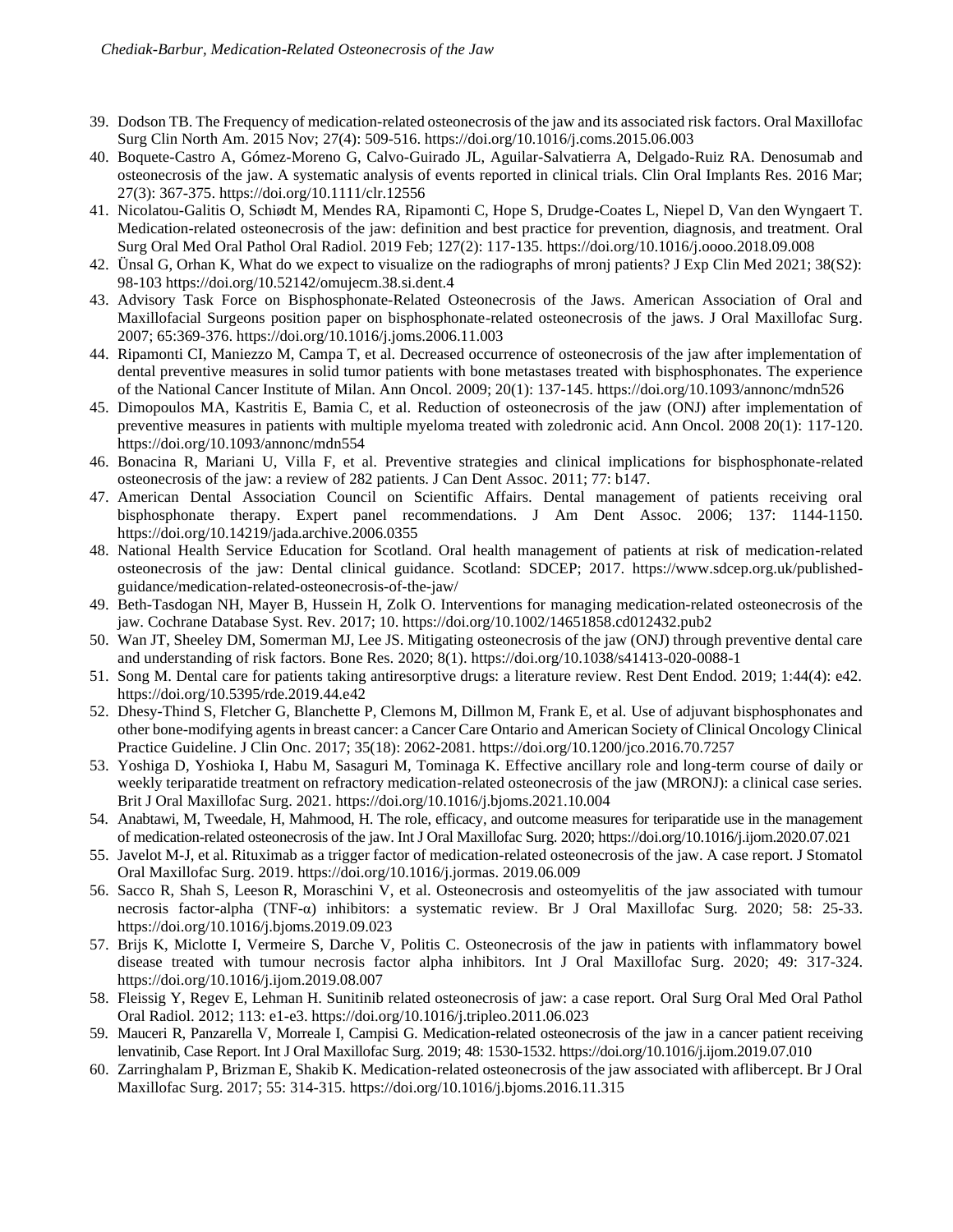39. Dodson TB. The Frequency of medication-related osteonecrosis of the jaw and its associated risk factors. Oral Maxillofac Surg Clin North Am. 2015 Nov; 27(4): 509-516. https://doi.org/10.1016/j.coms.2015.06.003
40. Boquete-Castro A, Gómez-Moreno G, Calvo-Guirado JL, Aguilar-Salvatierra A, Delgado-Ruiz RA. Denosumab and osteonecrosis of the jaw. A systematic analysis of events reported in clinical trials. Clin Oral Implants Res. 2016 Mar; 27(3): 367-375. https://doi.org/10.1111/clr.12556
41. Nicolatou-Galitis O, Schiødt M, Mendes RA, Ripamonti C, Hope S, Drudge-Coates L, Niepel D, Van den Wyngaert T. Medication-related osteonecrosis of the jaw: definition and best practice for prevention, diagnosis, and treatment. Oral Surg Oral Med Oral Pathol Oral Radiol. 2019 Feb; 127(2): 117-135. https://doi.org/10.1016/j.oooo.2018.09.008
42. Ünsal G, Orhan K, What do we expect to visualize on the radiographs of mronj patients? J Exp Clin Med 2021; 38(S2): 98-103 https://doi.org/10.52142/omujecm.38.si.dent.4
43. Advisory Task Force on Bisphosphonate-Related Osteonecrosis of the Jaws. American Association of Oral and Maxillofacial Surgeons position paper on bisphosphonate-related osteonecrosis of the jaws. J Oral Maxillofac Surg. 2007; 65:369-376. https://doi.org/10.1016/j.joms.2006.11.003
44. Ripamonti CI, Maniezzo M, Campa T, et al. Decreased occurrence of osteonecrosis of the jaw after implementation of dental preventive measures in solid tumor patients with bone metastases treated with bisphosphonates. The experience of the National Cancer Institute of Milan. Ann Oncol. 2009; 20(1): 137-145. https://doi.org/10.1093/annonc/mdn526
45. Dimopoulos MA, Kastritis E, Bamia C, et al. Reduction of osteonecrosis of the jaw (ONJ) after implementation of preventive measures in patients with multiple myeloma treated with zoledronic acid. Ann Oncol. 2008 20(1): 117-120. https://doi.org/10.1093/annonc/mdn554
46. Bonacina R, Mariani U, Villa F, et al. Preventive strategies and clinical implications for bisphosphonate-related osteonecrosis of the jaw: a review of 282 patients. J Can Dent Assoc. 2011; 77: b147.
47. American Dental Association Council on Scientific Affairs. Dental management of patients receiving oral bisphosphonate therapy. Expert panel recommendations. J Am Dent Assoc. 2006; 137: 1144-1150. https://doi.org/10.14219/jada.archive.2006.0355
48. National Health Service Education for Scotland. Oral health management of patients at risk of medication-related osteonecrosis of the jaw: Dental clinical guidance. Scotland: SDCEP; 2017. https://www.sdcep.org.uk/published-guidance/medication-related-osteonecrosis-of-the-jaw/
49. Beth-Tasdogan NH, Mayer B, Hussein H, Zolk O. Interventions for managing medication-related osteonecrosis of the jaw. Cochrane Database Syst. Rev. 2017; 10. https://doi.org/10.1002/14651858.cd012432.pub2
50. Wan JT, Sheeley DM, Somerman MJ, Lee JS. Mitigating osteonecrosis of the jaw (ONJ) through preventive dental care and understanding of risk factors. Bone Res. 2020; 8(1). https://doi.org/10.1038/s41413-020-0088-1
51. Song M. Dental care for patients taking antiresorptive drugs: a literature review. Rest Dent Endod. 2019; 1:44(4): e42. https://doi.org/10.5395/rde.2019.44.e42
52. Dhesy-Thind S, Fletcher G, Blanchette P, Clemons M, Dillmon M, Frank E, et al. Use of adjuvant bisphosphonates and other bone-modifying agents in breast cancer: a Cancer Care Ontario and American Society of Clinical Oncology Clinical Practice Guideline. J Clin Onc. 2017; 35(18): 2062-2081. https://doi.org/10.1200/jco.2016.70.7257
53. Yoshiga D, Yoshioka I, Habu M, Sasaguri M, Tominaga K. Effective ancillary role and long-term course of daily or weekly teriparatide treatment on refractory medication-related osteonecrosis of the jaw (MRONJ): a clinical case series. Brit J Oral Maxillofac Surg. 2021. https://doi.org/10.1016/j.bjoms.2021.10.004
54. Anabtawi, M, Tweedale, H, Mahmood, H. The role, efficacy, and outcome measures for teriparatide use in the management of medication-related osteonecrosis of the jaw. Int J Oral Maxillofac Surg. 2020; https://doi.org/10.1016/j.ijom.2020.07.021
55. Javelot M-J, et al. Rituximab as a trigger factor of medication-related osteonecrosis of the jaw. A case report. J Stomatol Oral Maxillofac Surg. 2019. https://doi.org/10.1016/j.jormas. 2019.06.009
56. Sacco R, Shah S, Leeson R, Moraschini V, et al. Osteonecrosis and osteomyelitis of the jaw associated with tumour necrosis factor-alpha (TNF-α) inhibitors: a systematic review. Br J Oral Maxillofac Surg. 2020; 58: 25-33. https://doi.org/10.1016/j.bjoms.2019.09.023
57. Brijs K, Miclotte I, Vermeire S, Darche V, Politis C. Osteonecrosis of the jaw in patients with inflammatory bowel disease treated with tumour necrosis factor alpha inhibitors. Int J Oral Maxillofac Surg. 2020; 49: 317-324. https://doi.org/10.1016/j.ijom.2019.08.007
58. Fleissig Y, Regev E, Lehman H. Sunitinib related osteonecrosis of jaw: a case report. Oral Surg Oral Med Oral Pathol Oral Radiol. 2012; 113: e1-e3. https://doi.org/10.1016/j.tripleo.2011.06.023
59. Mauceri R, Panzarella V, Morreale I, Campisi G. Medication-related osteonecrosis of the jaw in a cancer patient receiving lenvatinib, Case Report. Int J Oral Maxillofac Surg. 2019; 48: 1530-1532. https://doi.org/10.1016/j.ijom.2019.07.010
60. Zarringhalam P, Brizman E, Shakib K. Medication-related osteonecrosis of the jaw associated with aflibercept. Br J Oral Maxillofac Surg. 2017; 55: 314-315. https://doi.org/10.1016/j.bjoms.2016.11.315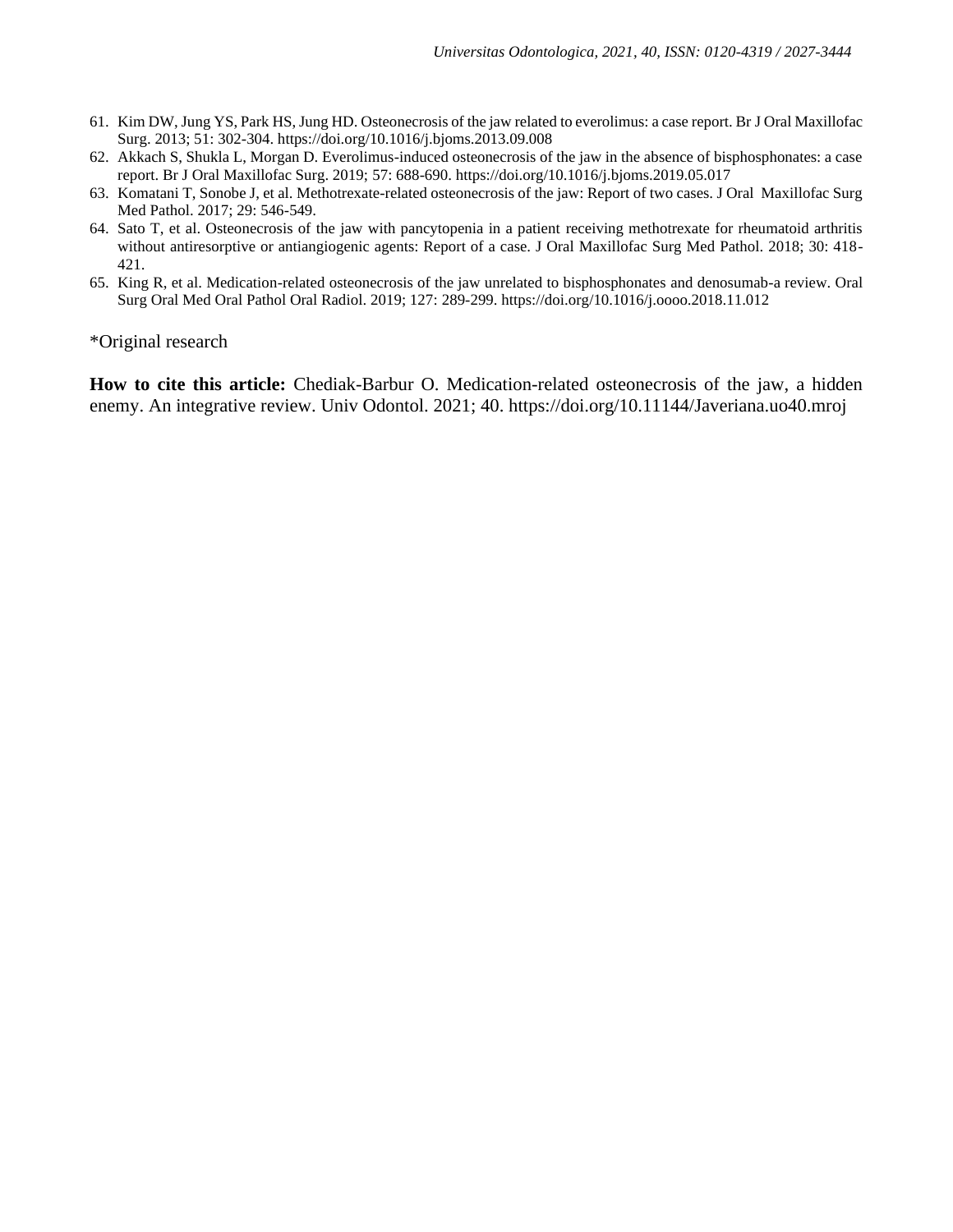61. Kim DW, Jung YS, Park HS, Jung HD. Osteonecrosis of the jaw related to everolimus: a case report. Br J Oral Maxillofac Surg. 2013; 51: 302-304. https://doi.org/10.1016/j.bjoms.2013.09.008
62. Akkach S, Shukla L, Morgan D. Everolimus-induced osteonecrosis of the jaw in the absence of bisphosphonates: a case report. Br J Oral Maxillofac Surg. 2019; 57: 688-690. https://doi.org/10.1016/j.bjoms.2019.05.017
63. Komatani T, Sonobe J, et al. Methotrexate-related osteonecrosis of the jaw: Report of two cases. J Oral Maxillofac Surg Med Pathol. 2017; 29: 546-549.
64. Sato T, et al. Osteonecrosis of the jaw with pancytopenia in a patient receiving methotrexate for rheumatoid arthritis without antiresorptive or antiangiogenic agents: Report of a case. J Oral Maxillofac Surg Med Pathol. 2018; 30: 418-421.
65. King R, et al. Medication-related osteonecrosis of the jaw unrelated to bisphosphonates and denosumab-a review. Oral Surg Oral Med Oral Pathol Oral Radiol. 2019; 127: 289-299. https://doi.org/10.1016/j.oooo.2018.11.012

*Original research

**How to cite this article:** Chediak-Barbur O. Medication-related osteonecrosis of the jaw, a hidden enemy. An integrative review. Univ Odontol. 2021; 40. https://doi.org/10.11144/Javeriana.uo40.mroj